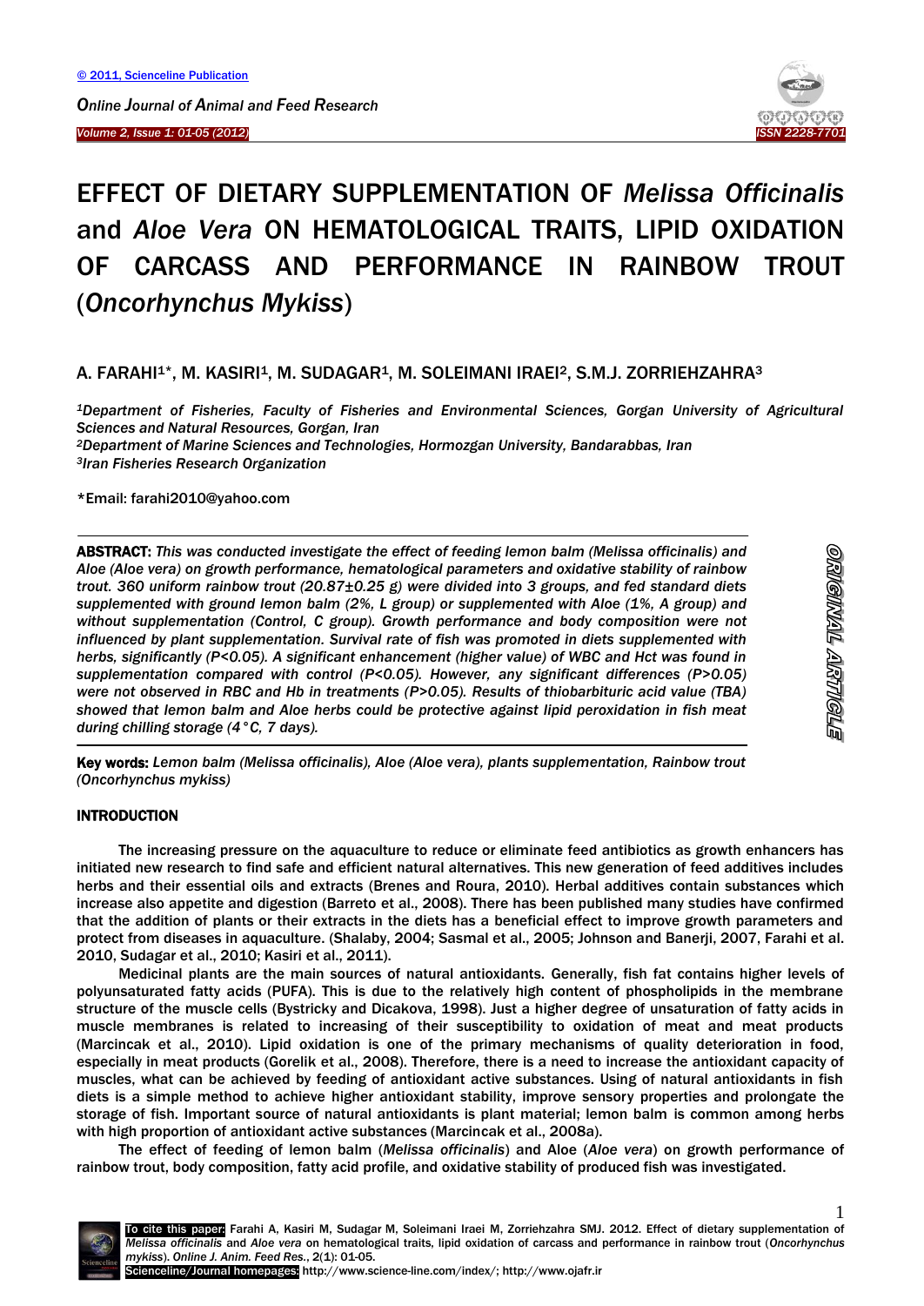# EFFECT OF DIETARY SUPPLEMENTATION OF *Melissa Officinalis* and *Aloe Vera* ON HEMATOLOGICAL TRAITS, LIPID OXIDATION OF CARCASS AND PERFORMANCE IN RAINBOW TROUT (*Oncorhynchus Mykiss*)

A. FARAHI[1]*, M. KASIRI[1], M. SUDAGAR[1], M. SOLEIMANI IRAEI[2], S.M.J. ZORRIEHZAHRA[3]

*[1]Department of Fisheries, Faculty of Fisheries and Environmental Sciences, Gorgan University of Agricultural Sciences and Natural Resources, Gorgan, Iran*
*[2]Department of Marine Sciences and Technologies, Hormozgan University, Bandarabbas, Iran*
*[3]Iran Fisheries Research Organization*

*Email: farahi2010@yahoo.com

**ABSTRACT:** *This was conducted investigate the effect of feeding lemon balm (Melissa officinalis) and Aloe (Aloe vera) on growth performance, hematological parameters and oxidative stability of rainbow trout. 360 uniform rainbow trout (20.87±0.25 g) were divided into 3 groups, and fed standard diets supplemented with ground lemon balm (2%, L group) or supplemented with Aloe (1%, A group) and without supplementation (Control, C group). Growth performance and body composition were not influenced by plant supplementation. Survival rate of fish was promoted in diets supplemented with herbs, significantly (P<0.05). A significant enhancement (higher value) of WBC and Hct was found in supplementation compared with control (P<0.05). However, any significant differences (P>0.05) were not observed in RBC and Hb in treatments (P>0.05). Results of thiobarbituric acid value (TBA) showed that lemon balm and Aloe herbs could be protective against lipid peroxidation in fish meat during chilling storage (4°C, 7 days).*

ORIGINAL ARTICLE

**Key words:** *Lemon balm (Melissa officinalis), Aloe (Aloe vera), plants supplementation, Rainbow trout (Oncorhynchus mykiss)*

## INTRODUCTION

The increasing pressure on the aquaculture to reduce or eliminate feed antibiotics as growth enhancers has initiated new research to find safe and efficient natural alternatives. This new generation of feed additives includes herbs and their essential oils and extracts (Brenes and Roura, 2010). Herbal additives contain substances which increase also appetite and digestion (Barreto et al., 2008). There has been published many studies have confirmed that the addition of plants or their extracts in the diets has a beneficial effect to improve growth parameters and protect from diseases in aquaculture. (Shalaby, 2004; Sasmal et al., 2005; Johnson and Banerji, 2007, Farahi et al. 2010, Sudagar et al., 2010; Kasiri et al., 2011).

Medicinal plants are the main sources of natural antioxidants. Generally, fish fat contains higher levels of polyunsaturated fatty acids (PUFA). This is due to the relatively high content of phospholipids in the membrane structure of the muscle cells (Bystricky and Dicakova, 1998). Just a higher degree of unsaturation of fatty acids in muscle membranes is related to increasing of their susceptibility to oxidation of meat and meat products (Marcincak et al., 2010). Lipid oxidation is one of the primary mechanisms of quality deterioration in food, especially in meat products (Gorelik et al., 2008). Therefore, there is a need to increase the antioxidant capacity of muscles, what can be achieved by feeding of antioxidant active substances. Using of natural antioxidants in fish diets is a simple method to achieve higher antioxidant stability, improve sensory properties and prolongate the storage of fish. Important source of natural antioxidants is plant material; lemon balm is common among herbs with high proportion of antioxidant active substances (Marcincak et al., 2008a).

The effect of feeding of lemon balm (*Melissa officinalis*) and Aloe (*Aloe vera*) on growth performance of rainbow trout, body composition, fatty acid profile, and oxidative stability of produced fish was investigated.

To cite this paper: Farahi A, Kasiri M, Sudagar M, Soleimani Iraei M, Zorriehzahra SMJ. 2012. Effect of dietary supplementation of *Melissa officinalis* and *Aloe vera* on hematological traits, lipid oxidation of carcass and performance in rainbow trout (*Oncorhynchus mykiss*). *Online J. Anim. Feed Res.*, 2(1): 01-05.
Scienceline/Journal homepages: http://www.science-line.com/index/; http://www.ojafr.ir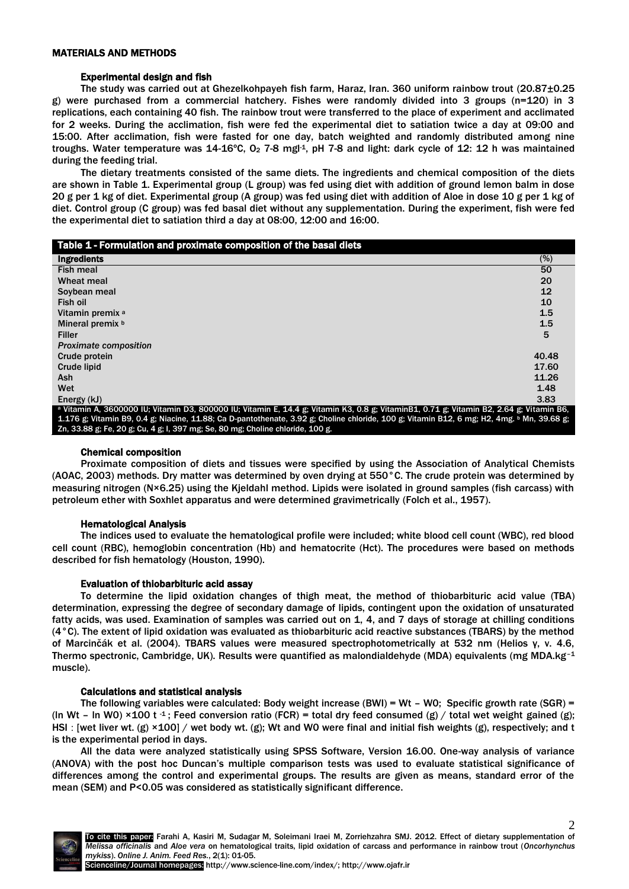## MATERIALS AND METHODS

### Experimental design and fish

The study was carried out at Ghezelkohpayeh fish farm, Haraz, Iran. 360 uniform rainbow trout (20.87±0.25 g) were purchased from a commercial hatchery. Fishes were randomly divided into 3 groups (n=120) in 3 replications, each containing 40 fish. The rainbow trout were transferred to the place of experiment and acclimated for 2 weeks. During the acclimation, fish were fed the experimental diet to satiation twice a day at 09:00 and 15:00. After acclimation, fish were fasted for one day, batch weighted and randomly distributed among nine troughs. Water temperature was 14-16ºC, $O_2$ 7-8 $mgl^{-1}$, pH 7-8 and light: dark cycle of 12: 12 h was maintained during the feeding trial.

The dietary treatments consisted of the same diets. The ingredients and chemical composition of the diets are shown in Table 1. Experimental group (L group) was fed using diet with addition of ground lemon balm in dose 20 g per 1 kg of diet. Experimental group (A group) was fed using diet with addition of Aloe in dose 10 g per 1 kg of diet. Control group (C group) was fed basal diet without any supplementation. During the experiment, fish were fed the experimental diet to satiation third a day at 08:00, 12:00 and 16:00.

**Table 1 - Formulation and proximate composition of the basal diets**

| Ingredients | (%) |
|---|---|
| Fish meal | 50 |
| Wheat meal | 20 |
| Soybean meal | 12 |
| Fish oil | 10 |
| Vitamin premix [a] | 1.5 |
| Mineral premix [b] | 1.5 |
| Filler | 5 |
| *Proximate composition* | |
| Crude protein | 40.48 |
| Crude lipid | 17.60 |
| Ash | 11.26 |
| Wet | 1.48 |
| Energy (kJ) | 3.83 |

[a] Vitamin A, 3600000 IU; Vitamin D3, 800000 IU; Vitamin E, 14.4 g; Vitamin K3, 0.8 g; VitaminB1, 0.71 g; Vitamin B2, 2.64 g; Vitamin B6, 1.176 g; Vitamin B9, 0.4 g; Niacine, 11.88; Ca D-pantothenate, 3.92 g; Choline chloride, 100 g; Vitamin B12, 6 mg; H2, 4mg. [b] Mn, 39.68 g; Zn, 33.88 g; Fe, 20 g; Cu, 4 g; I, 397 mg; Se, 80 mg; Choline chloride, 100 g.

### Chemical composition

Proximate composition of diets and tissues were specified by using the Association of Analytical Chemists (AOAC, 2003) methods. Dry matter was determined by oven drying at 550°C. The crude protein was determined by measuring nitrogen (N×6.25) using the Kjeldahl method. Lipids were isolated in ground samples (fish carcass) with petroleum ether with Soxhlet apparatus and were determined gravimetrically (Folch et al., 1957).

### Hematological Analysis

The indices used to evaluate the hematological profile were included; white blood cell count (WBC), red blood cell count (RBC), hemoglobin concentration (Hb) and hematocrite (Hct). The procedures were based on methods described for fish hematology (Houston, 1990).

### Evaluation of thiobarbituric acid assay

To determine the lipid oxidation changes of thigh meat, the method of thiobarbituric acid value (TBA) determination, expressing the degree of secondary damage of lipids, contingent upon the oxidation of unsaturated fatty acids, was used. Examination of samples was carried out on 1, 4, and 7 days of storage at chilling conditions (4°C). The extent of lipid oxidation was evaluated as thiobarbituric acid reactive substances (TBARS) by the method of Marcinčák et al. (2004). TBARS values were measured spectrophotometrically at 532 nm (Helios γ, v. 4.6, Thermo spectronic, Cambridge, UK). Results were quantified as malondialdehyde (MDA) equivalents (mg $MDA.kg^{-1}$ muscle).

### Calculations and statistical analysis

The following variables were calculated: Body weight increase (BWI) = Wt – W0; Specific growth rate (SGR) = (ln Wt – ln W0) ×100 $t^{-1}$; Feed conversion ratio (FCR) = total dry feed consumed (g) / total wet weight gained (g); HSI : [wet liver wt. (g) ×100] / wet body wt. (g); Wt and W0 were final and initial fish weights (g), respectively; and t is the experimental period in days.

All the data were analyzed statistically using SPSS Software, Version 16.00. One-way analysis of variance (ANOVA) with the post hoc Duncan's multiple comparison tests was used to evaluate statistical significance of differences among the control and experimental groups. The results are given as means, standard error of the mean (SEM) and P<0.05 was considered as statistically significant difference.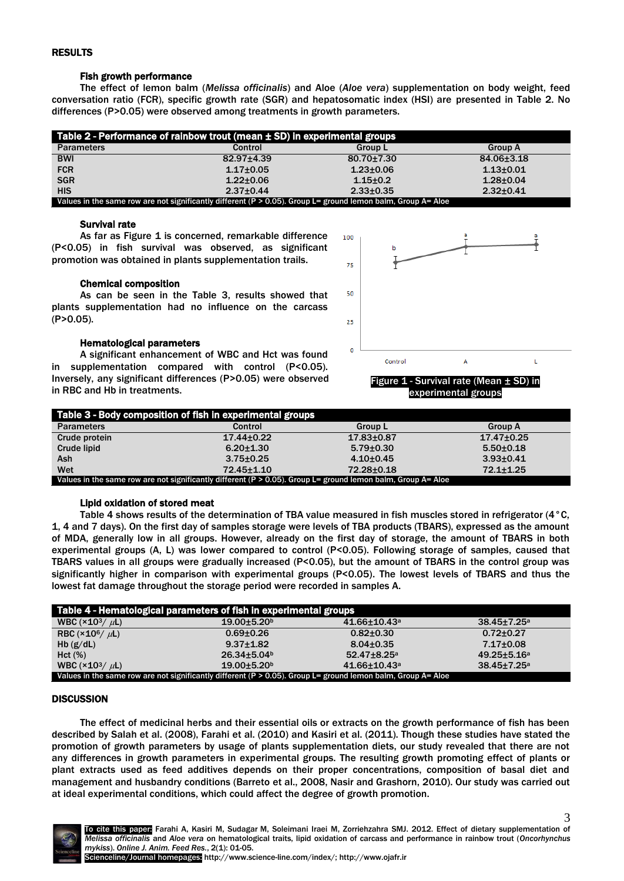## RESULTS

### Fish growth performance

The effect of lemon balm (*Melissa officinalis*) and Aloe (*Aloe vera*) supplementation on body weight, feed conversation ratio (FCR), specific growth rate (SGR) and hepatosomatic index (HSI) are presented in Table 2. No differences (P>0.05) were observed among treatments in growth parameters.

**Table 2 - Performance of rainbow trout (mean ± SD) in experimental groups**

| Parameters | Control | Group L | Group A |
|---|---|---|---|
| BWI | 82.97±4.39 | 80.70±7.30 | 84.06±3.18 |
| FCR | 1.17±0.05 | 1.23±0.06 | 1.13±0.01 |
| SGR | 1.22±0.06 | 1.15±0.2 | 1.28±0.04 |
| HIS | 2.37±0.44 | 2.33±0.35 | 2.32±0.41 |

Values in the same row are not significantly different (P > 0.05). Group L= ground lemon balm, Group A= Aloe

### Survival rate

As far as Figure 1 is concerned, remarkable difference (P<0.05) in fish survival was observed, as significant promotion was obtained in plants supplementation trails.

Figure 1 - Survival rate (Mean ± SD) in experimental groups

### Chemical composition

As can be seen in the Table 3, results showed that plants supplementation had no influence on the carcass (P>0.05).

### Hematological parameters

A significant enhancement of WBC and Hct was found in supplementation compared with control (P<0.05). Inversely, any significant differences (P>0.05) were observed in RBC and Hb in treatments.

**Table 3 - Body composition of fish in experimental groups**

| Parameters | Control | Group L | Group A |
|---|---|---|---|
| Crude protein | 17.44±0.22 | 17.83±0.87 | 17.47±0.25 |
| Crude lipid | 6.20±1.30 | 5.79±0.30 | 5.50±0.18 |
| Ash | 3.75±0.25 | 4.10±0.45 | 3.93±0.41 |
| Wet | 72.45±1.10 | 72.28±0.18 | 72.1±1.25 |

Values in the same row are not significantly different (P > 0.05). Group L= ground lemon balm, Group A= Aloe

### Lipid oxidation of stored meat

Table 4 shows results of the determination of TBA value measured in fish muscles stored in refrigerator (4°C, 1, 4 and 7 days). On the first day of samples storage were levels of TBA products (TBARS), expressed as the amount of MDA, generally low in all groups. However, already on the first day of storage, the amount of TBARS in both experimental groups (A, L) was lower compared to control (P<0.05). Following storage of samples, caused that TBARS values in all groups were gradually increased (P<0.05), but the amount of TBARS in the control group was significantly higher in comparison with experimental groups (P<0.05). The lowest levels of TBARS and thus the lowest fat damage throughout the storage period were recorded in samples A.

**Table 4 - Hematological parameters of fish in experimental groups**

| | | | |
|---|---|---|---|
| WBC ($\times 10^3/\mu$L) | 19.00±5.20[b] | 41.66±10.43[a] | 38.45±7.25[a] |
| RBC ($\times 10^6/\mu$L) | 0.69±0.26 | 0.82±0.30 | 0.72±0.27 |
| Hb (g/dL) | 9.37±1.82 | 8.04±0.35 | 7.17±0.08 |
| Hct (%) | 26.34±5.04[b] | 52.47±8.25[a] | 49.25±5.16[a] |
| WBC ($\times 10^3/\mu$L) | 19.00±5.20[b] | 41.66±10.43[a] | 38.45±7.25[a] |

Values in the same row are not significantly different (P > 0.05). Group L= ground lemon balm, Group A= Aloe

## DISCUSSION

The effect of medicinal herbs and their essential oils or extracts on the growth performance of fish has been described by Salah et al. (2008), Farahi et al. (2010) and Kasiri et al. (2011). Though these studies have stated the promotion of growth parameters by usage of plants supplementation diets, our study revealed that there are not any differences in growth parameters in experimental groups. The resulting growth promoting effect of plants or plant extracts used as feed additives depends on their proper concentrations, composition of basal diet and management and husbandry conditions (Barreto et al., 2008, Nasir and Grashorn, 2010). Our study was carried out at ideal experimental conditions, which could affect the degree of growth promotion.

To cite this paper: Farahi A, Kasiri M, Sudagar M, Soleimani Iraei M, Zorriehzahra SMJ. 2012. Effect of dietary supplementation of *Melissa officinalis* and *Aloe vera* on hematological traits, lipid oxidation of carcass and performance in rainbow trout (*Oncorhynchus mykiss*). *Online J. Anim. Feed Res.*, 2(1): 01-05.
Scienceline/Journal homepages: http://www.science-line.com/index/; http://www.ojafr.ir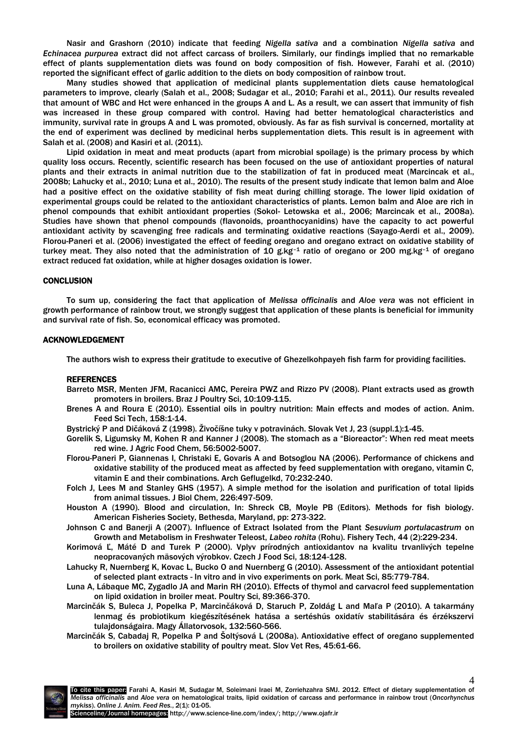Nasir and Grashorn (2010) indicate that feeding *Nigella sativa* and a combination *Nigella sativa* and *Echinacea purpurea* extract did not affect carcass of broilers. Similarly, our findings implied that no remarkable effect of plants supplementation diets was found on body composition of fish. However, Farahi et al. (2010) reported the significant effect of garlic addition to the diets on body composition of rainbow trout.

Many studies showed that application of medicinal plants supplementation diets cause hematological parameters to improve, clearly (Salah et al., 2008; Sudagar et al., 2010; Farahi et al., 2011). Our results revealed that amount of WBC and Hct were enhanced in the groups A and L. As a result, we can assert that immunity of fish was increased in these group compared with control. Having had better hematological characteristics and immunity, survival rate in groups A and L was promoted, obviously. As far as fish survival is concerned, mortality at the end of experiment was declined by medicinal herbs supplementation diets. This result is in agreement with Salah et al. (2008) and Kasiri et al. (2011).

Lipid oxidation in meat and meat products (apart from microbial spoilage) is the primary process by which quality loss occurs. Recently, scientific research has been focused on the use of antioxidant properties of natural plants and their extracts in animal nutrition due to the stabilization of fat in produced meat (Marcincak et al., 2008b; Lahucky et al., 2010; Luna et al., 2010). The results of the present study indicate that lemon balm and Aloe had a positive effect on the oxidative stability of fish meat during chilling storage. The lower lipid oxidation of experimental groups could be related to the antioxidant characteristics of plants. Lemon balm and Aloe are rich in phenol compounds that exhibit antioxidant properties (Sokol- Letowska et al., 2006; Marcincak et al., 2008a). Studies have shown that phenol compounds (flavonoids, proanthocyanidins) have the capacity to act powerful antioxidant activity by scavenging free radicals and terminating oxidative reactions (Sayago-Aerdi et al., 2009). Florou-Paneri et al. (2006) investigated the effect of feeding oregano and oregano extract on oxidative stability of turkey meat. They also noted that the administration of 10 $g.kg^{-1}$ ratio of oregano or 200 $mg.kg^{-1}$ of oregano extract reduced fat oxidation, while at higher dosages oxidation is lower.

## CONCLUSION

To sum up, considering the fact that application of *Melissa officinalis* and *Aloe vera* was not efficient in growth performance of rainbow trout, we strongly suggest that application of these plants is beneficial for immunity and survival rate of fish. So, economical efficacy was promoted.

## ACKNOWLEDGEMENT

The authors wish to express their gratitude to executive of Ghezelkohpayeh fish farm for providing facilities.

## REFERENCES

Barreto MSR, Menten JFM, Racanicci AMC, Pereira PWZ and Rizzo PV (2008). Plant extracts used as growth promoters in broilers. Braz J Poultry Sci, 10:109-115.

Brenes A and Roura E (2010). Essential oils in poultry nutrition: Main effects and modes of action. Anim. Feed Sci Tech, 158:1-14.

Bystrický P and Dičáková Z (1998). Živočíšne tuky v potravinách. Slovak Vet J, 23 (suppl.1):1-45.

Gorelik S, Ligumsky M, Kohen R and Kanner J (2008). The stomach as a "Bioreactor": When red meat meets red wine. J Agric Food Chem, 56:5002-5007.

Florou-Paneri P, Giannenas I, Christaki E, Govaris A and Botsoglou NA (2006). Performance of chickens and oxidative stability of the produced meat as affected by feed supplementation with oregano, vitamin C, vitamin E and their combinations. Arch Geflugelkd, 70:232-240.

Folch J, Lees M and Stanley GHS (1957). A simple method for the isolation and purification of total lipids from animal tissues. J Biol Chem, 226:497-509.

Houston A (1990). Blood and circulation, In: Shreck CB, Moyle PB (Editors). Methods for fish biology. American Fisheries Society, Bethesda, Maryland, pp: 273-322.

Johnson C and Banerji A (2007). Influence of Extract Isolated from the Plant *Sesuvium portulacastrum* on Growth and Metabolism in Freshwater Teleost, *Labeo rohita* (Rohu). Fishery Tech, 44 (2):229-234.

Korimová Ľ, Máté D and Turek P (2000). Vplyv prírodných antioxidantov na kvalitu trvanlivých tepelne neopracovaných mäsových výrobkov. Czech J Food Sci, 18:124-128.

Lahucky R, Nuernberg K, Kovac L, Bucko O and Nuernberg G (2010). Assessment of the antioxidant potential of selected plant extracts - In vitro and in vivo experiments on pork. Meat Sci, 85:779-784.

Luna A, Lábaque MC, Zygadlo JA and Marin RH (2010). Effects of thymol and carvacrol feed supplementation on lipid oxidation in broiler meat. Poultry Sci, 89:366-370.

Marcinčák S, Buleca J, Popelka P, Marcinčáková D, Staruch P, Zoldág L and Maľa P (2010). A takarmány lenmag és probiotikum kiegészítésének hatása a sertéshús oxidatív stabilitására és érzékszervi tulajdonságaira. Magy Állatorvosok, 132:560-566.

Marcinčák S, Cabadaj R, Popelka P and Šoltýsová L (2008a). Antioxidative effect of oregano supplemented to broilers on oxidative stability of poultry meat. Slov Vet Res, 45:61-66.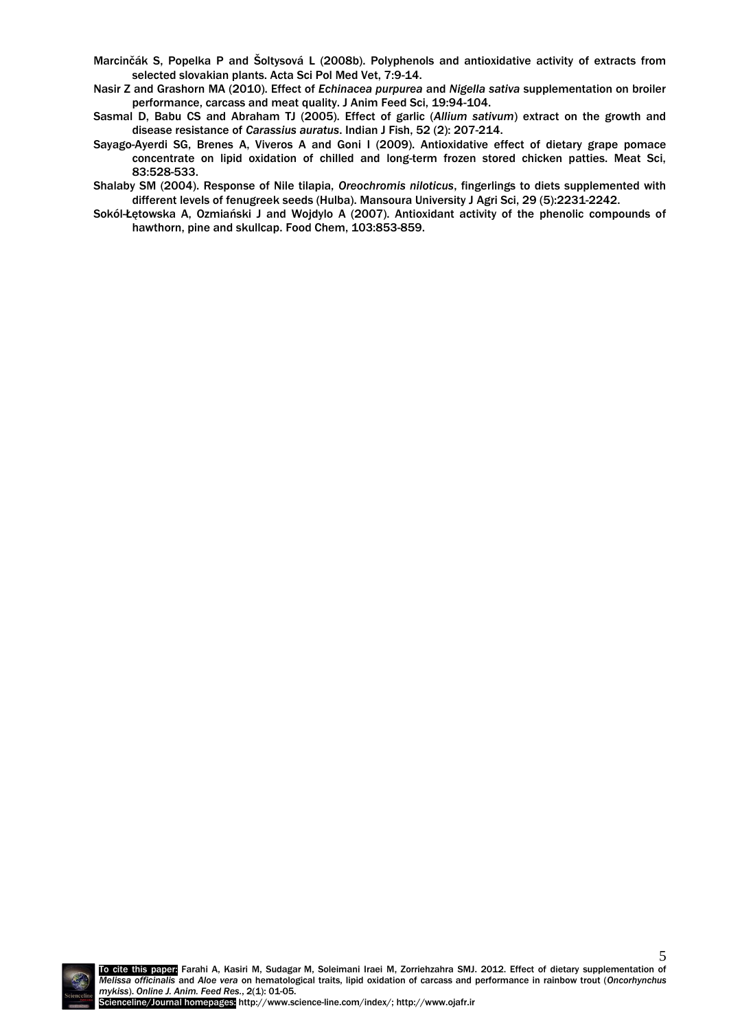Marcinčák S, Popelka P and Šoltysová L (2008b). Polyphenols and antioxidative activity of extracts from selected slovakian plants. Acta Sci Pol Med Vet, 7:9-14.

Nasir Z and Grashorn MA (2010). Effect of *Echinacea purpurea* and *Nigella sativa* supplementation on broiler performance, carcass and meat quality. J Anim Feed Sci, 19:94-104.

Sasmal D, Babu CS and Abraham TJ (2005). Effect of garlic (*Allium sativum*) extract on the growth and disease resistance of *Carassius auratus*. Indian J Fish, 52 (2): 207-214.

Sayago-Ayerdi SG, Brenes A, Viveros A and Goni I (2009). Antioxidative effect of dietary grape pomace concentrate on lipid oxidation of chilled and long-term frozen stored chicken patties. Meat Sci, 83:528-533.

Shalaby SM (2004). Response of Nile tilapia, *Oreochromis niloticus*, fingerlings to diets supplemented with different levels of fenugreek seeds (Hulba). Mansoura University J Agri Sci, 29 (5):2231-2242.

Sokól-Łętowska A, Ozmiański J and Wojdylo A (2007). Antioxidant activity of the phenolic compounds of hawthorn, pine and skullcap. Food Chem, 103:853-859.